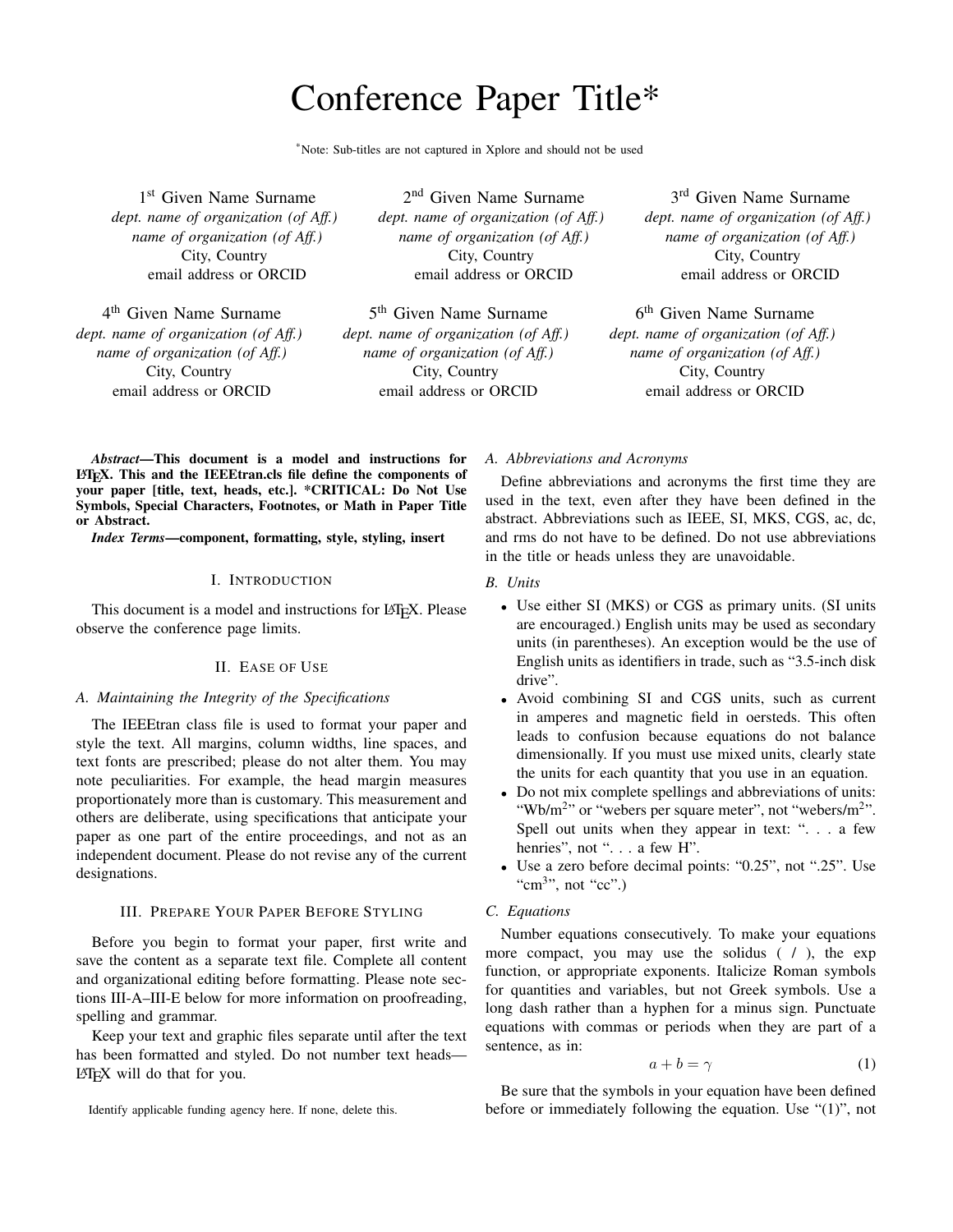# Conference Paper Title*

*Note: Sub-titles are not captured in Xplore and should not be used

1st Given Name Surname
*dept. name of organization (of Aff.)*
*name of organization (of Aff.)*
City, Country
email address or ORCID

2nd Given Name Surname
*dept. name of organization (of Aff.)*
*name of organization (of Aff.)*
City, Country
email address or ORCID

3rd Given Name Surname
*dept. name of organization (of Aff.)*
*name of organization (of Aff.)*
City, Country
email address or ORCID

4th Given Name Surname
*dept. name of organization (of Aff.)*
*name of organization (of Aff.)*
City, Country
email address or ORCID

5th Given Name Surname
*dept. name of organization (of Aff.)*
*name of organization (of Aff.)*
City, Country
email address or ORCID

6th Given Name Surname
*dept. name of organization (of Aff.)*
*name of organization (of Aff.)*
City, Country
email address or ORCID

***Abstract*—This document is a model and instructions for LaTeX. This and the IEEEtran.cls file define the components of your paper [title, text, heads, etc.]. *CRITICAL: Do Not Use Symbols, Special Characters, Footnotes, or Math in Paper Title or Abstract.**

***Index Terms*—component, formatting, style, styling, insert**

## I. Introduction

This document is a model and instructions for LaTeX. Please observe the conference page limits.

## II. Ease of Use

### *A. Maintaining the Integrity of the Specifications*

The IEEEtran class file is used to format your paper and style the text. All margins, column widths, line spaces, and text fonts are prescribed; please do not alter them. You may note peculiarities. For example, the head margin measures proportionately more than is customary. This measurement and others are deliberate, using specifications that anticipate your paper as one part of the entire proceedings, and not as an independent document. Please do not revise any of the current designations.

## III. Prepare Your Paper Before Styling

Before you begin to format your paper, first write and save the content as a separate text file. Complete all content and organizational editing before formatting. Please note sections III-A–III-E below for more information on proofreading, spelling and grammar.

Keep your text and graphic files separate until after the text has been formatted and styled. Do not number text heads—LaTeX will do that for you.

Identify applicable funding agency here. If none, delete this.

### *A. Abbreviations and Acronyms*

Define abbreviations and acronyms the first time they are used in the text, even after they have been defined in the abstract. Abbreviations such as IEEE, SI, MKS, CGS, ac, dc, and rms do not have to be defined. Do not use abbreviations in the title or heads unless they are unavoidable.

### *B. Units*

- Use either SI (MKS) or CGS as primary units. (SI units are encouraged.) English units may be used as secondary units (in parentheses). An exception would be the use of English units as identifiers in trade, such as "3.5-inch disk drive".
- Avoid combining SI and CGS units, such as current in amperes and magnetic field in oersteds. This often leads to confusion because equations do not balance dimensionally. If you must use mixed units, clearly state the units for each quantity that you use in an equation.
- Do not mix complete spellings and abbreviations of units: "$Wb/m^2$" or "webers per square meter", not "webers/$m^2$". Spell out units when they appear in text: ". . . a few henries", not ". . . a few H".
- Use a zero before decimal points: "0.25", not ".25". Use "$cm^3$", not "cc".)

### *C. Equations*

Number equations consecutively. To make your equations more compact, you may use the solidus ( / ), the exp function, or appropriate exponents. Italicize Roman symbols for quantities and variables, but not Greek symbols. Use a long dash rather than a hyphen for a minus sign. Punctuate equations with commas or periods when they are part of a sentence, as in:

$$a + b = \gamma \tag{1}$$

Be sure that the symbols in your equation have been defined before or immediately following the equation. Use "(1)", not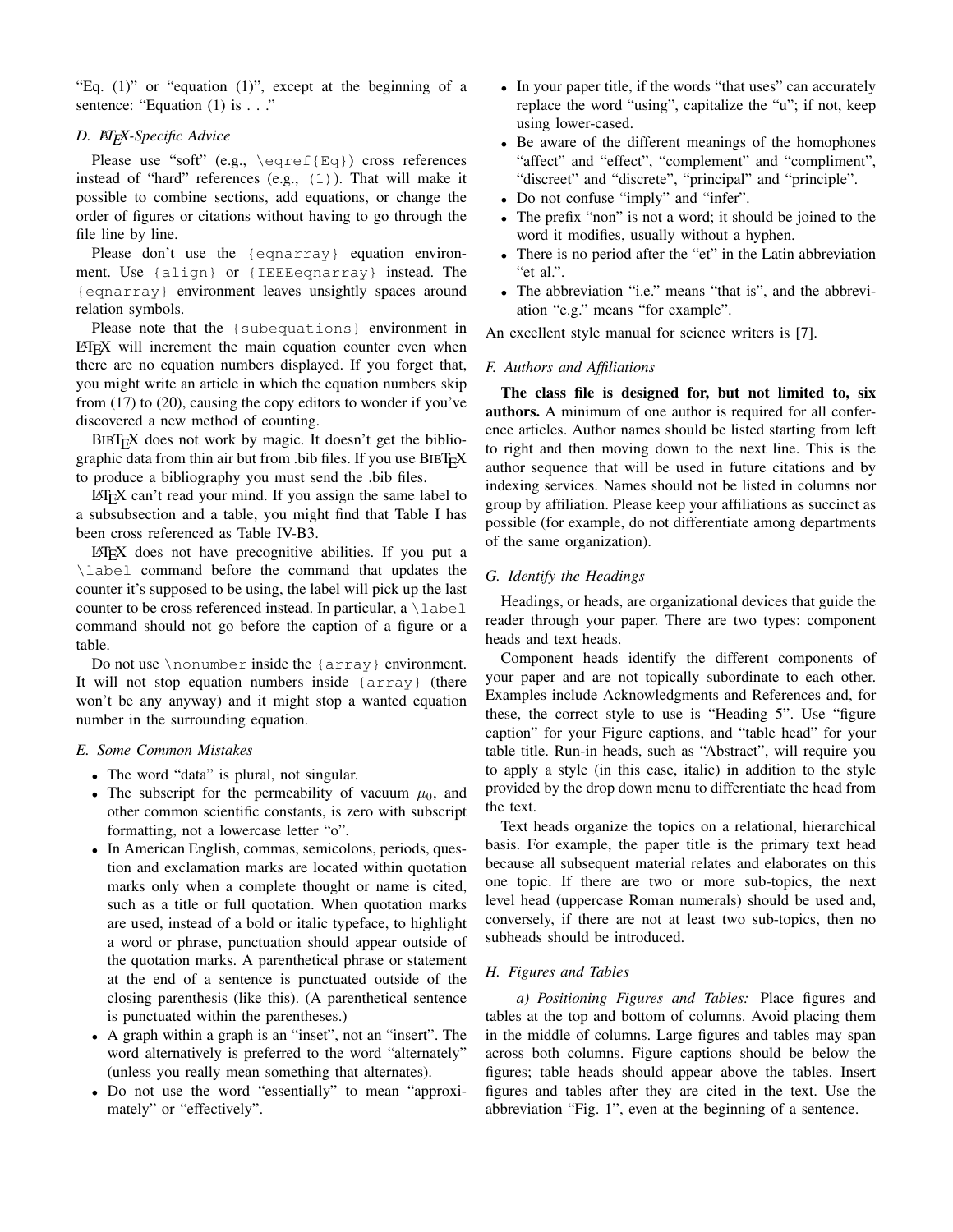"Eq. (1)" or "equation (1)", except at the beginning of a sentence: "Equation (1) is . . ."

### *D. LaTeX-Specific Advice*

Please use "soft" (e.g., `\eqref{Eq}`) cross references instead of "hard" references (e.g., `(1)`). That will make it possible to combine sections, add equations, or change the order of figures or citations without having to go through the file line by line.

Please don't use the `{eqnarray}` equation environment. Use `{align}` or `{IEEEeqnarray}` instead. The `{eqnarray}` environment leaves unsightly spaces around relation symbols.

Please note that the `{subequations}` environment in LaTeX will increment the main equation counter even when there are no equation numbers displayed. If you forget that, you might write an article in which the equation numbers skip from (17) to (20), causing the copy editors to wonder if you've discovered a new method of counting.

BIBTeX does not work by magic. It doesn't get the bibliographic data from thin air but from .bib files. If you use BIBTeX to produce a bibliography you must send the .bib files.

LaTeX can't read your mind. If you assign the same label to a subsubsection and a table, you might find that Table I has been cross referenced as Table IV-B3.

LaTeX does not have precognitive abilities. If you put a `\label` command before the command that updates the counter it's supposed to be using, the label will pick up the last counter to be cross referenced instead. In particular, a `\label` command should not go before the caption of a figure or a table.

Do not use `\nonumber` inside the `{array}` environment. It will not stop equation numbers inside `{array}` (there won't be any anyway) and it might stop a wanted equation number in the surrounding equation.

### *E. Some Common Mistakes*

- The word "data" is plural, not singular.
- The subscript for the permeability of vacuum $\mu_0$, and other common scientific constants, is zero with subscript formatting, not a lowercase letter "o".
- In American English, commas, semicolons, periods, question and exclamation marks are located within quotation marks only when a complete thought or name is cited, such as a title or full quotation. When quotation marks are used, instead of a bold or italic typeface, to highlight a word or phrase, punctuation should appear outside of the quotation marks. A parenthetical phrase or statement at the end of a sentence is punctuated outside of the closing parenthesis (like this). (A parenthetical sentence is punctuated within the parentheses.)
- A graph within a graph is an "inset", not an "insert". The word alternatively is preferred to the word "alternately" (unless you really mean something that alternates).
- Do not use the word "essentially" to mean "approximately" or "effectively".
- In your paper title, if the words "that uses" can accurately replace the word "using", capitalize the "u"; if not, keep using lower-cased.
- Be aware of the different meanings of the homophones "affect" and "effect", "complement" and "compliment", "discreet" and "discrete", "principal" and "principle".
- Do not confuse "imply" and "infer".
- The prefix "non" is not a word; it should be joined to the word it modifies, usually without a hyphen.
- There is no period after the "et" in the Latin abbreviation "et al.".
- The abbreviation "i.e." means "that is", and the abbreviation "e.g." means "for example".

An excellent style manual for science writers is [7].

### *F. Authors and Affiliations*

**The class file is designed for, but not limited to, six authors.** A minimum of one author is required for all conference articles. Author names should be listed starting from left to right and then moving down to the next line. This is the author sequence that will be used in future citations and by indexing services. Names should not be listed in columns nor group by affiliation. Please keep your affiliations as succinct as possible (for example, do not differentiate among departments of the same organization).

### *G. Identify the Headings*

Headings, or heads, are organizational devices that guide the reader through your paper. There are two types: component heads and text heads.

Component heads identify the different components of your paper and are not topically subordinate to each other. Examples include Acknowledgments and References and, for these, the correct style to use is "Heading 5". Use "figure caption" for your Figure captions, and "table head" for your table title. Run-in heads, such as "Abstract", will require you to apply a style (in this case, italic) in addition to the style provided by the drop down menu to differentiate the head from the text.

Text heads organize the topics on a relational, hierarchical basis. For example, the paper title is the primary text head because all subsequent material relates and elaborates on this one topic. If there are two or more sub-topics, the next level head (uppercase Roman numerals) should be used and, conversely, if there are not at least two sub-topics, then no subheads should be introduced.

### *H. Figures and Tables*

*a) Positioning Figures and Tables:* Place figures and tables at the top and bottom of columns. Avoid placing them in the middle of columns. Large figures and tables may span across both columns. Figure captions should be below the figures; table heads should appear above the tables. Insert figures and tables after they are cited in the text. Use the abbreviation "Fig. 1", even at the beginning of a sentence.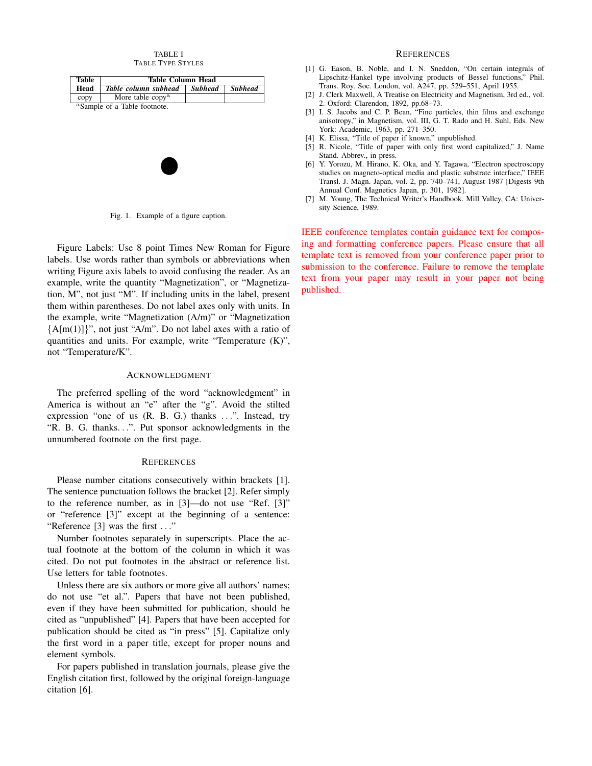TABLE I

TABLE TYPE STYLES

| Table Head | Table Column Head | | |
|---|---|---|---|
| | *Table column subhead* | *Subhead* | *Subhead* |
| copy | More table copy[a] | | |

[a]Sample of a Table footnote.

Fig. 1. Example of a figure caption.

Figure Labels: Use 8 point Times New Roman for Figure labels. Use words rather than symbols or abbreviations when writing Figure axis labels to avoid confusing the reader. As an example, write the quantity "Magnetization", or "Magnetization, M", not just "M". If including units in the label, present them within parentheses. Do not label axes only with units. In the example, write "Magnetization (A/m)" or "Magnetization {A[m(1)]}", not just "A/m". Do not label axes with a ratio of quantities and units. For example, write "Temperature (K)", not "Temperature/K".

## ACKNOWLEDGMENT

The preferred spelling of the word "acknowledgment" in America is without an "e" after the "g". Avoid the stilted expression "one of us (R. B. G.) thanks ...". Instead, try "R. B. G. thanks...". Put sponsor acknowledgments in the unnumbered footnote on the first page.

## REFERENCES

Please number citations consecutively within brackets [1]. The sentence punctuation follows the bracket [2]. Refer simply to the reference number, as in [3]—do not use "Ref. [3]" or "reference [3]" except at the beginning of a sentence: "Reference [3] was the first ..."

Number footnotes separately in superscripts. Place the actual footnote at the bottom of the column in which it was cited. Do not put footnotes in the abstract or reference list. Use letters for table footnotes.

Unless there are six authors or more give all authors' names; do not use "et al.". Papers that have not been published, even if they have been submitted for publication, should be cited as "unpublished" [4]. Papers that have been accepted for publication should be cited as "in press" [5]. Capitalize only the first word in a paper title, except for proper nouns and element symbols.

For papers published in translation journals, please give the English citation first, followed by the original foreign-language citation [6].

## REFERENCES

[1] G. Eason, B. Noble, and I. N. Sneddon, "On certain integrals of Lipschitz-Hankel type involving products of Bessel functions," Phil. Trans. Roy. Soc. London, vol. A247, pp. 529–551, April 1955.

[2] J. Clerk Maxwell, A Treatise on Electricity and Magnetism, 3rd ed., vol. 2. Oxford: Clarendon, 1892, pp.68–73.

[3] I. S. Jacobs and C. P. Bean, "Fine particles, thin films and exchange anisotropy," in Magnetism, vol. III, G. T. Rado and H. Suhl, Eds. New York: Academic, 1963, pp. 271–350.

[4] K. Elissa, "Title of paper if known," unpublished.

[5] R. Nicole, "Title of paper with only first word capitalized," J. Name Stand. Abbrev., in press.

[6] Y. Yorozu, M. Hirano, K. Oka, and Y. Tagawa, "Electron spectroscopy studies on magneto-optical media and plastic substrate interface," IEEE Transl. J. Magn. Japan, vol. 2, pp. 740–741, August 1987 [Digests 9th Annual Conf. Magnetics Japan, p. 301, 1982].

[7] M. Young, The Technical Writer's Handbook. Mill Valley, CA: University Science, 1989.

IEEE conference templates contain guidance text for composing and formatting conference papers. Please ensure that all template text is removed from your conference paper prior to submission to the conference. Failure to remove the template text from your paper may result in your paper not being published.